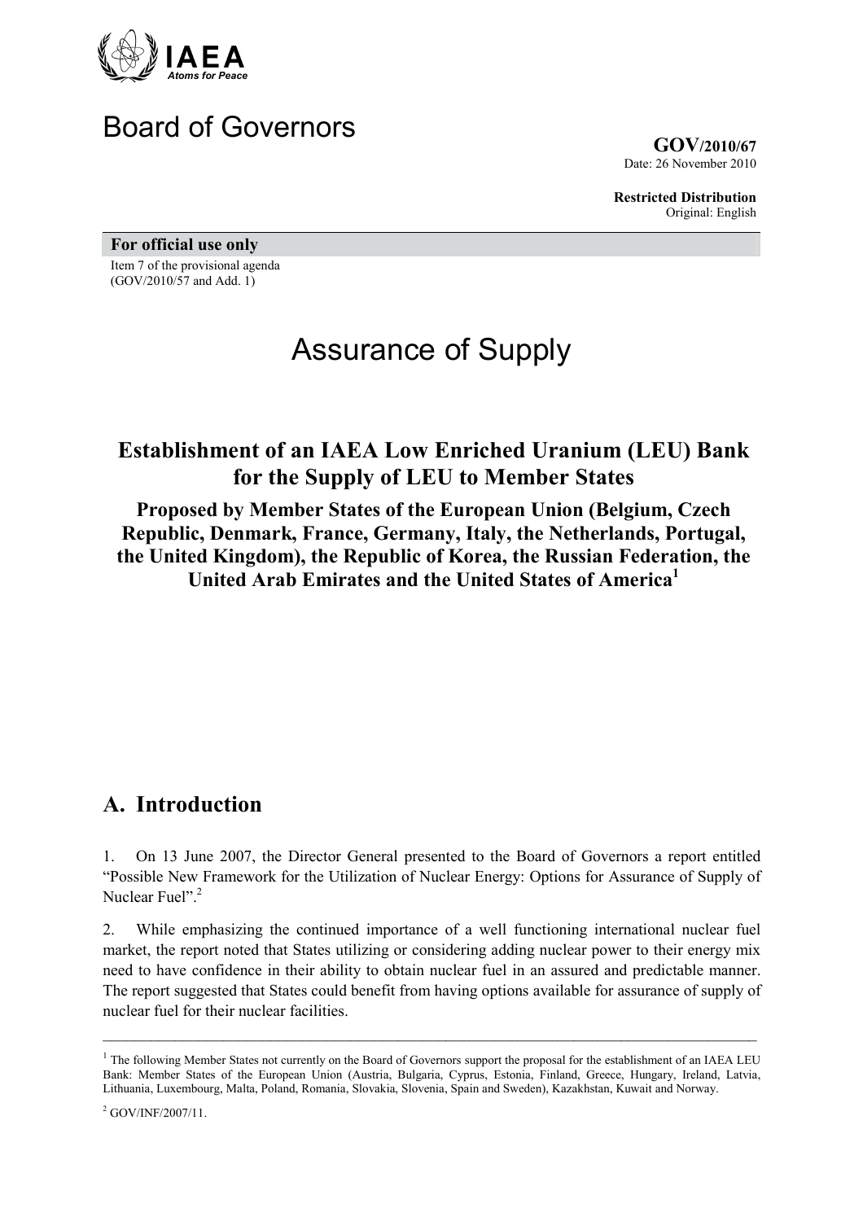IAEA
*Atoms for Peace*

# Board of Governors

**GOV/2010/67**
Date: 26 November 2010

**Restricted Distribution**
Original: English

**For official use only**

Item 7 of the provisional agenda
(GOV/2010/57 and Add. 1)

# Assurance of Supply

## Establishment of an IAEA Low Enriched Uranium (LEU) Bank for the Supply of LEU to Member States

**Proposed by Member States of the European Union (Belgium, Czech Republic, Denmark, France, Germany, Italy, the Netherlands, Portugal, the United Kingdom), the Republic of Korea, the Russian Federation, the United Arab Emirates and the United States of America[1]**

## A. Introduction

1. On 13 June 2007, the Director General presented to the Board of Governors a report entitled "Possible New Framework for the Utilization of Nuclear Energy: Options for Assurance of Supply of Nuclear Fuel".[2]

2. While emphasizing the continued importance of a well functioning international nuclear fuel market, the report noted that States utilizing or considering adding nuclear power to their energy mix need to have confidence in their ability to obtain nuclear fuel in an assured and predictable manner. The report suggested that States could benefit from having options available for assurance of supply of nuclear fuel for their nuclear facilities.

---

[1] The following Member States not currently on the Board of Governors support the proposal for the establishment of an IAEA LEU Bank: Member States of the European Union (Austria, Bulgaria, Cyprus, Estonia, Finland, Greece, Hungary, Ireland, Latvia, Lithuania, Luxembourg, Malta, Poland, Romania, Slovakia, Slovenia, Spain and Sweden), Kazakhstan, Kuwait and Norway.

[2] GOV/INF/2007/11.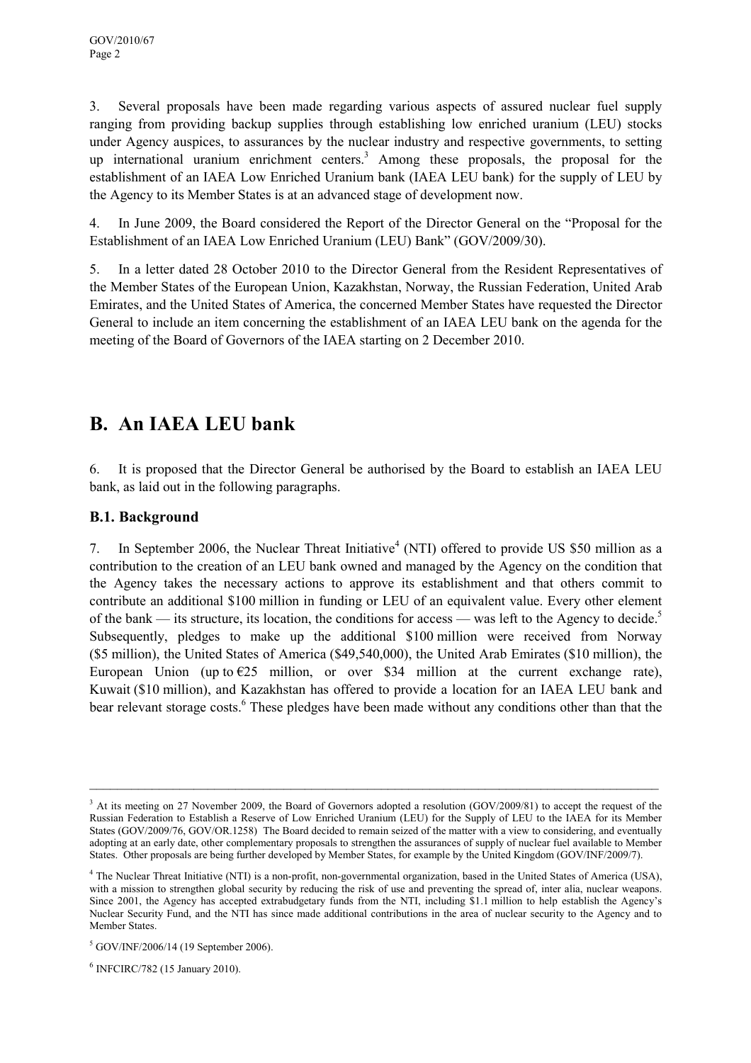3. Several proposals have been made regarding various aspects of assured nuclear fuel supply ranging from providing backup supplies through establishing low enriched uranium (LEU) stocks under Agency auspices, to assurances by the nuclear industry and respective governments, to setting up international uranium enrichment centers.[3] Among these proposals, the proposal for the establishment of an IAEA Low Enriched Uranium bank (IAEA LEU bank) for the supply of LEU by the Agency to its Member States is at an advanced stage of development now.

4. In June 2009, the Board considered the Report of the Director General on the "Proposal for the Establishment of an IAEA Low Enriched Uranium (LEU) Bank" (GOV/2009/30).

5. In a letter dated 28 October 2010 to the Director General from the Resident Representatives of the Member States of the European Union, Kazakhstan, Norway, the Russian Federation, United Arab Emirates, and the United States of America, the concerned Member States have requested the Director General to include an item concerning the establishment of an IAEA LEU bank on the agenda for the meeting of the Board of Governors of the IAEA starting on 2 December 2010.

# B. An IAEA LEU bank

6. It is proposed that the Director General be authorised by the Board to establish an IAEA LEU bank, as laid out in the following paragraphs.

### B.1. Background

7. In September 2006, the Nuclear Threat Initiative[4] (NTI) offered to provide US $50 million as a contribution to the creation of an LEU bank owned and managed by the Agency on the condition that the Agency takes the necessary actions to approve its establishment and that others commit to contribute an additional $100 million in funding or LEU of an equivalent value. Every other element of the bank — its structure, its location, the conditions for access — was left to the Agency to decide.[5] Subsequently, pledges to make up the additional $100 million were received from Norway ($5 million), the United States of America ($49,540,000), the United Arab Emirates ($10 million), the European Union (up to €25 million, or over $34 million at the current exchange rate), Kuwait ($10 million), and Kazakhstan has offered to provide a location for an IAEA LEU bank and bear relevant storage costs.[6] These pledges have been made without any conditions other than that the

---

[3] At its meeting on 27 November 2009, the Board of Governors adopted a resolution (GOV/2009/81) to accept the request of the Russian Federation to Establish a Reserve of Low Enriched Uranium (LEU) for the Supply of LEU to the IAEA for its Member States (GOV/2009/76, GOV/OR.1258) The Board decided to remain seized of the matter with a view to considering, and eventually adopting at an early date, other complementary proposals to strengthen the assurances of supply of nuclear fuel available to Member States. Other proposals are being further developed by Member States, for example by the United Kingdom (GOV/INF/2009/7).

[4] The Nuclear Threat Initiative (NTI) is a non-profit, non-governmental organization, based in the United States of America (USA), with a mission to strengthen global security by reducing the risk of use and preventing the spread of, inter alia, nuclear weapons. Since 2001, the Agency has accepted extrabudgetary funds from the NTI, including $1.1 million to help establish the Agency's Nuclear Security Fund, and the NTI has since made additional contributions in the area of nuclear security to the Agency and to Member States.

[5] GOV/INF/2006/14 (19 September 2006).

[6] INFCIRC/782 (15 January 2010).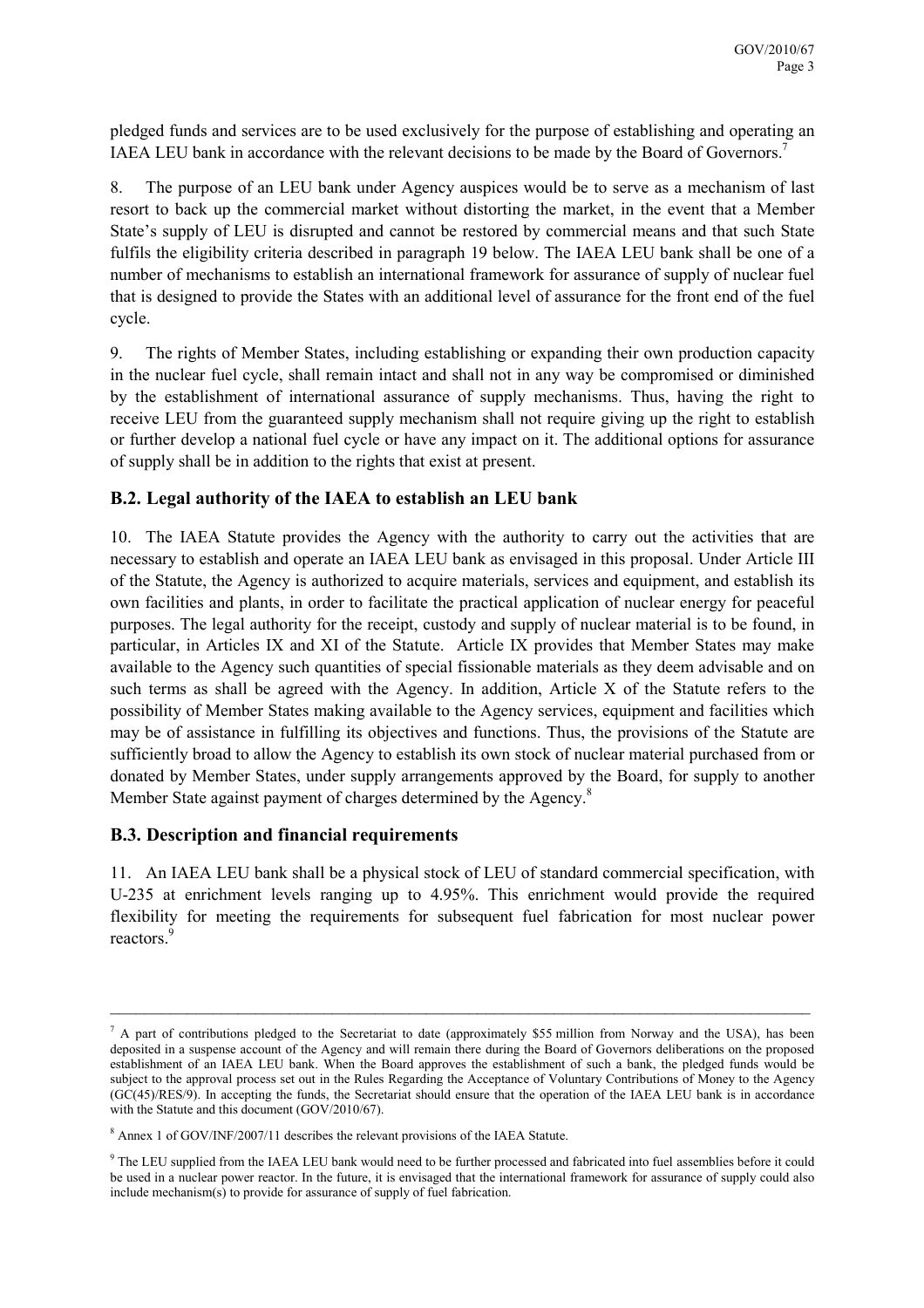pledged funds and services are to be used exclusively for the purpose of establishing and operating an IAEA LEU bank in accordance with the relevant decisions to be made by the Board of Governors.[7]

8. The purpose of an LEU bank under Agency auspices would be to serve as a mechanism of last resort to back up the commercial market without distorting the market, in the event that a Member State's supply of LEU is disrupted and cannot be restored by commercial means and that such State fulfils the eligibility criteria described in paragraph 19 below. The IAEA LEU bank shall be one of a number of mechanisms to establish an international framework for assurance of supply of nuclear fuel that is designed to provide the States with an additional level of assurance for the front end of the fuel cycle.

9. The rights of Member States, including establishing or expanding their own production capacity in the nuclear fuel cycle, shall remain intact and shall not in any way be compromised or diminished by the establishment of international assurance of supply mechanisms. Thus, having the right to receive LEU from the guaranteed supply mechanism shall not require giving up the right to establish or further develop a national fuel cycle or have any impact on it. The additional options for assurance of supply shall be in addition to the rights that exist at present.

### B.2. Legal authority of the IAEA to establish an LEU bank

10. The IAEA Statute provides the Agency with the authority to carry out the activities that are necessary to establish and operate an IAEA LEU bank as envisaged in this proposal. Under Article III of the Statute, the Agency is authorized to acquire materials, services and equipment, and establish its own facilities and plants, in order to facilitate the practical application of nuclear energy for peaceful purposes. The legal authority for the receipt, custody and supply of nuclear material is to be found, in particular, in Articles IX and XI of the Statute. Article IX provides that Member States may make available to the Agency such quantities of special fissionable materials as they deem advisable and on such terms as shall be agreed with the Agency. In addition, Article X of the Statute refers to the possibility of Member States making available to the Agency services, equipment and facilities which may be of assistance in fulfilling its objectives and functions. Thus, the provisions of the Statute are sufficiently broad to allow the Agency to establish its own stock of nuclear material purchased from or donated by Member States, under supply arrangements approved by the Board, for supply to another Member State against payment of charges determined by the Agency.[8]

### B.3. Description and financial requirements

11. An IAEA LEU bank shall be a physical stock of LEU of standard commercial specification, with U-235 at enrichment levels ranging up to 4.95%. This enrichment would provide the required flexibility for meeting the requirements for subsequent fuel fabrication for most nuclear power reactors.[9]

---

[7] A part of contributions pledged to the Secretariat to date (approximately $55 million from Norway and the USA), has been deposited in a suspense account of the Agency and will remain there during the Board of Governors deliberations on the proposed establishment of an IAEA LEU bank. When the Board approves the establishment of such a bank, the pledged funds would be subject to the approval process set out in the Rules Regarding the Acceptance of Voluntary Contributions of Money to the Agency (GC(45)/RES/9). In accepting the funds, the Secretariat should ensure that the operation of the IAEA LEU bank is in accordance with the Statute and this document (GOV/2010/67).

[8] Annex 1 of GOV/INF/2007/11 describes the relevant provisions of the IAEA Statute.

[9] The LEU supplied from the IAEA LEU bank would need to be further processed and fabricated into fuel assemblies before it could be used in a nuclear power reactor. In the future, it is envisaged that the international framework for assurance of supply could also include mechanism(s) to provide for assurance of supply of fuel fabrication.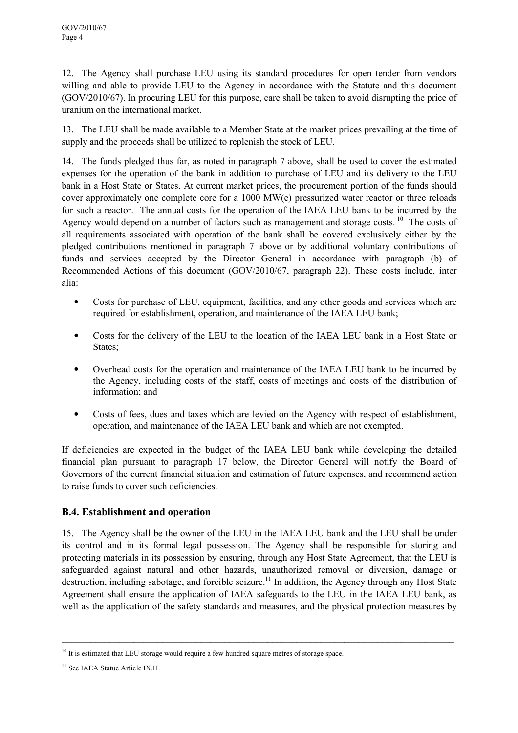12. The Agency shall purchase LEU using its standard procedures for open tender from vendors willing and able to provide LEU to the Agency in accordance with the Statute and this document (GOV/2010/67). In procuring LEU for this purpose, care shall be taken to avoid disrupting the price of uranium on the international market.

13. The LEU shall be made available to a Member State at the market prices prevailing at the time of supply and the proceeds shall be utilized to replenish the stock of LEU.

14. The funds pledged thus far, as noted in paragraph 7 above, shall be used to cover the estimated expenses for the operation of the bank in addition to purchase of LEU and its delivery to the LEU bank in a Host State or States. At current market prices, the procurement portion of the funds should cover approximately one complete core for a 1000 MW(e) pressurized water reactor or three reloads for such a reactor. The annual costs for the operation of the IAEA LEU bank to be incurred by the Agency would depend on a number of factors such as management and storage costs.[10] The costs of all requirements associated with operation of the bank shall be covered exclusively either by the pledged contributions mentioned in paragraph 7 above or by additional voluntary contributions of funds and services accepted by the Director General in accordance with paragraph (b) of Recommended Actions of this document (GOV/2010/67, paragraph 22). These costs include, inter alia:

- Costs for purchase of LEU, equipment, facilities, and any other goods and services which are required for establishment, operation, and maintenance of the IAEA LEU bank;
- Costs for the delivery of the LEU to the location of the IAEA LEU bank in a Host State or States;
- Overhead costs for the operation and maintenance of the IAEA LEU bank to be incurred by the Agency, including costs of the staff, costs of meetings and costs of the distribution of information; and
- Costs of fees, dues and taxes which are levied on the Agency with respect of establishment, operation, and maintenance of the IAEA LEU bank and which are not exempted.

If deficiencies are expected in the budget of the IAEA LEU bank while developing the detailed financial plan pursuant to paragraph 17 below, the Director General will notify the Board of Governors of the current financial situation and estimation of future expenses, and recommend action to raise funds to cover such deficiencies.

## B.4. Establishment and operation

15. The Agency shall be the owner of the LEU in the IAEA LEU bank and the LEU shall be under its control and in its formal legal possession. The Agency shall be responsible for storing and protecting materials in its possession by ensuring, through any Host State Agreement, that the LEU is safeguarded against natural and other hazards, unauthorized removal or diversion, damage or destruction, including sabotage, and forcible seizure.[11] In addition, the Agency through any Host State Agreement shall ensure the application of IAEA safeguards to the LEU in the IAEA LEU bank, as well as the application of the safety standards and measures, and the physical protection measures by

---

[10] It is estimated that LEU storage would require a few hundred square metres of storage space.

[11] See IAEA Statue Article IX.H.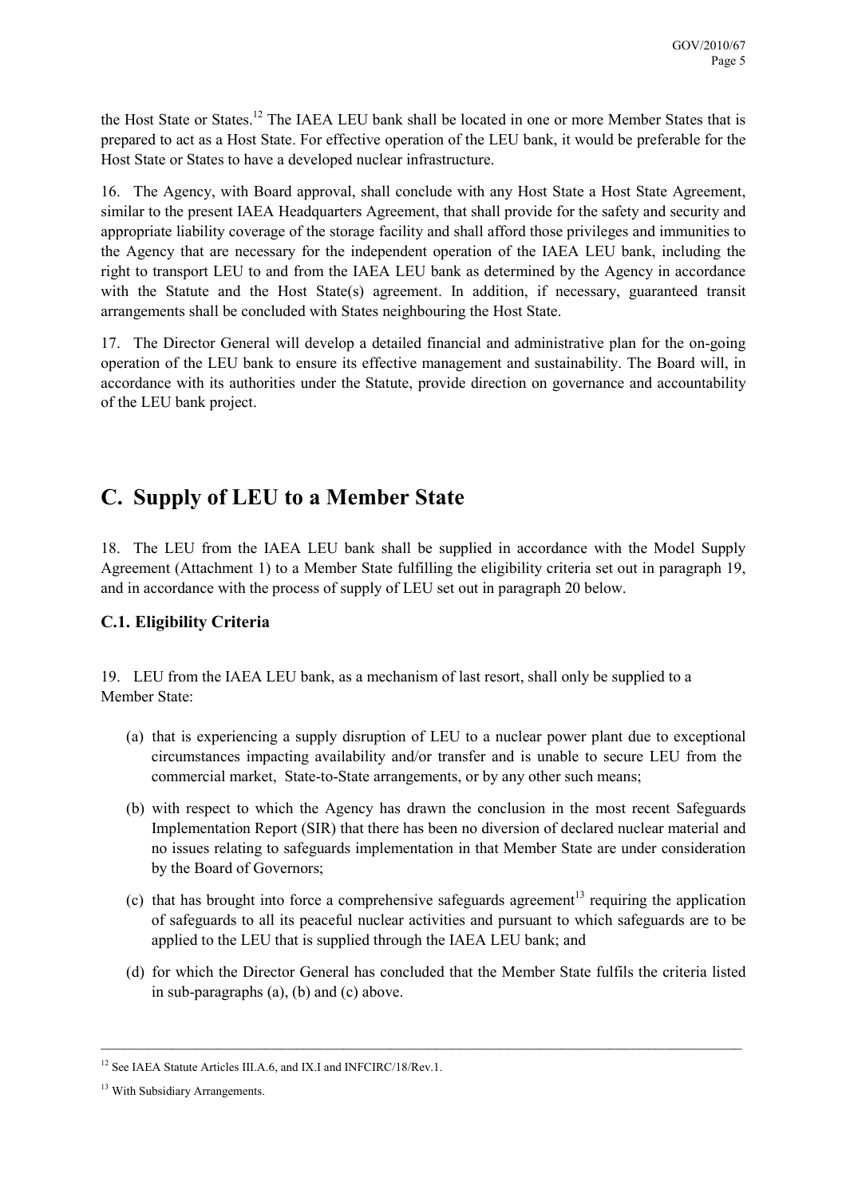the Host State or States.[12] The IAEA LEU bank shall be located in one or more Member States that is prepared to act as a Host State. For effective operation of the LEU bank, it would be preferable for the Host State or States to have a developed nuclear infrastructure.

16. The Agency, with Board approval, shall conclude with any Host State a Host State Agreement, similar to the present IAEA Headquarters Agreement, that shall provide for the safety and security and appropriate liability coverage of the storage facility and shall afford those privileges and immunities to the Agency that are necessary for the independent operation of the IAEA LEU bank, including the right to transport LEU to and from the IAEA LEU bank as determined by the Agency in accordance with the Statute and the Host State(s) agreement. In addition, if necessary, guaranteed transit arrangements shall be concluded with States neighbouring the Host State.

17. The Director General will develop a detailed financial and administrative plan for the on-going operation of the LEU bank to ensure its effective management and sustainability. The Board will, in accordance with its authorities under the Statute, provide direction on governance and accountability of the LEU bank project.

## C. Supply of LEU to a Member State

18. The LEU from the IAEA LEU bank shall be supplied in accordance with the Model Supply Agreement (Attachment 1) to a Member State fulfilling the eligibility criteria set out in paragraph 19, and in accordance with the process of supply of LEU set out in paragraph 20 below.

### C.1. Eligibility Criteria

19. LEU from the IAEA LEU bank, as a mechanism of last resort, shall only be supplied to a Member State:

(a) that is experiencing a supply disruption of LEU to a nuclear power plant due to exceptional circumstances impacting availability and/or transfer and is unable to secure LEU from the commercial market, State-to-State arrangements, or by any other such means;

(b) with respect to which the Agency has drawn the conclusion in the most recent Safeguards Implementation Report (SIR) that there has been no diversion of declared nuclear material and no issues relating to safeguards implementation in that Member State are under consideration by the Board of Governors;

(c) that has brought into force a comprehensive safeguards agreement[13] requiring the application of safeguards to all its peaceful nuclear activities and pursuant to which safeguards are to be applied to the LEU that is supplied through the IAEA LEU bank; and

(d) for which the Director General has concluded that the Member State fulfils the criteria listed in sub-paragraphs (a), (b) and (c) above.

---

[12] See IAEA Statute Articles III.A.6, and IX.I and INFCIRC/18/Rev.1.

[13] With Subsidiary Arrangements.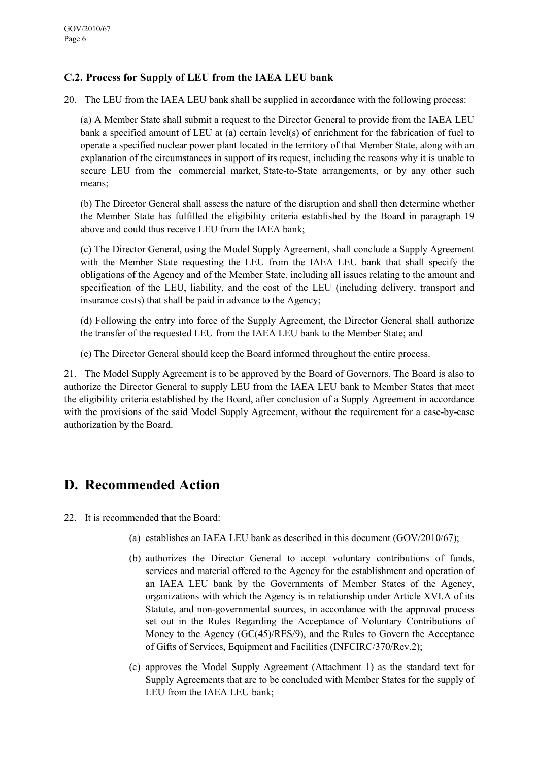### C.2. Process for Supply of LEU from the IAEA LEU bank

20. The LEU from the IAEA LEU bank shall be supplied in accordance with the following process:

(a) A Member State shall submit a request to the Director General to provide from the IAEA LEU bank a specified amount of LEU at (a) certain level(s) of enrichment for the fabrication of fuel to operate a specified nuclear power plant located in the territory of that Member State, along with an explanation of the circumstances in support of its request, including the reasons why it is unable to secure LEU from the commercial market, State-to-State arrangements, or by any other such means;

(b) The Director General shall assess the nature of the disruption and shall then determine whether the Member State has fulfilled the eligibility criteria established by the Board in paragraph 19 above and could thus receive LEU from the IAEA bank;

(c) The Director General, using the Model Supply Agreement, shall conclude a Supply Agreement with the Member State requesting the LEU from the IAEA LEU bank that shall specify the obligations of the Agency and of the Member State, including all issues relating to the amount and specification of the LEU, liability, and the cost of the LEU (including delivery, transport and insurance costs) that shall be paid in advance to the Agency;

(d) Following the entry into force of the Supply Agreement, the Director General shall authorize the transfer of the requested LEU from the IAEA LEU bank to the Member State; and

(e) The Director General should keep the Board informed throughout the entire process.

21. The Model Supply Agreement is to be approved by the Board of Governors. The Board is also to authorize the Director General to supply LEU from the IAEA LEU bank to Member States that meet the eligibility criteria established by the Board, after conclusion of a Supply Agreement in accordance with the provisions of the said Model Supply Agreement, without the requirement for a case-by-case authorization by the Board.

# D. Recommended Action

22. It is recommended that the Board:

(a) establishes an IAEA LEU bank as described in this document (GOV/2010/67);

(b) authorizes the Director General to accept voluntary contributions of funds, services and material offered to the Agency for the establishment and operation of an IAEA LEU bank by the Governments of Member States of the Agency, organizations with which the Agency is in relationship under Article XVI.A of its Statute, and non-governmental sources, in accordance with the approval process set out in the Rules Regarding the Acceptance of Voluntary Contributions of Money to the Agency (GC(45)/RES/9), and the Rules to Govern the Acceptance of Gifts of Services, Equipment and Facilities (INFCIRC/370/Rev.2);

(c) approves the Model Supply Agreement (Attachment 1) as the standard text for Supply Agreements that are to be concluded with Member States for the supply of LEU from the IAEA LEU bank;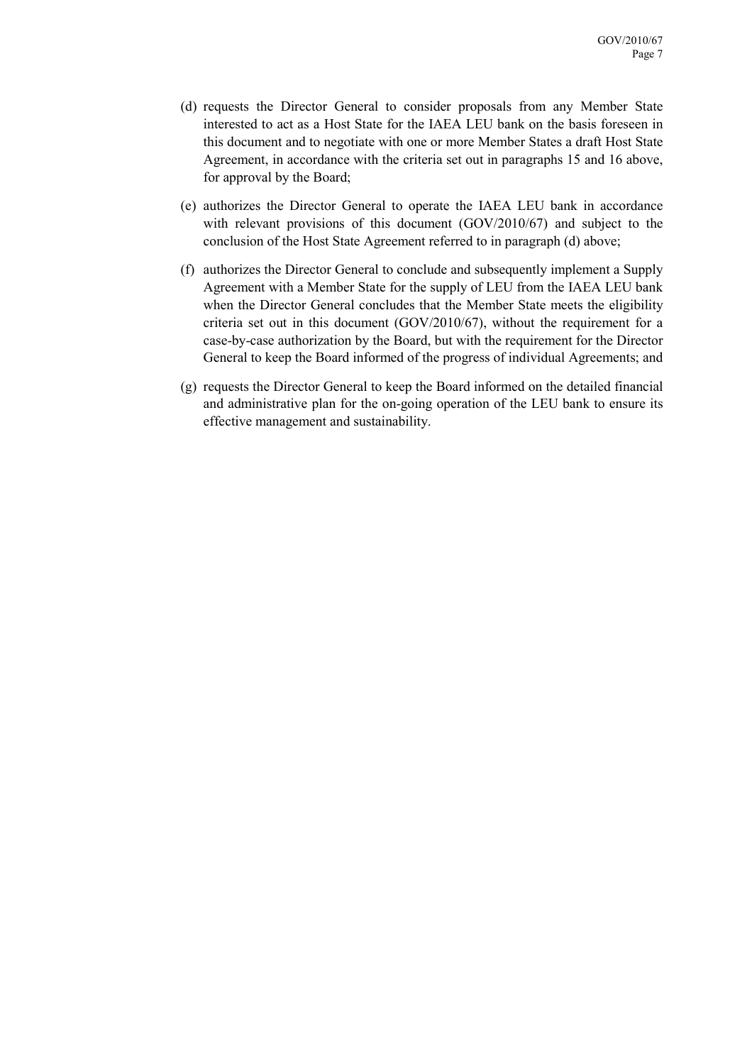(d) requests the Director General to consider proposals from any Member State interested to act as a Host State for the IAEA LEU bank on the basis foreseen in this document and to negotiate with one or more Member States a draft Host State Agreement, in accordance with the criteria set out in paragraphs 15 and 16 above, for approval by the Board;

(e) authorizes the Director General to operate the IAEA LEU bank in accordance with relevant provisions of this document (GOV/2010/67) and subject to the conclusion of the Host State Agreement referred to in paragraph (d) above;

(f) authorizes the Director General to conclude and subsequently implement a Supply Agreement with a Member State for the supply of LEU from the IAEA LEU bank when the Director General concludes that the Member State meets the eligibility criteria set out in this document (GOV/2010/67), without the requirement for a case-by-case authorization by the Board, but with the requirement for the Director General to keep the Board informed of the progress of individual Agreements; and

(g) requests the Director General to keep the Board informed on the detailed financial and administrative plan for the on-going operation of the LEU bank to ensure its effective management and sustainability.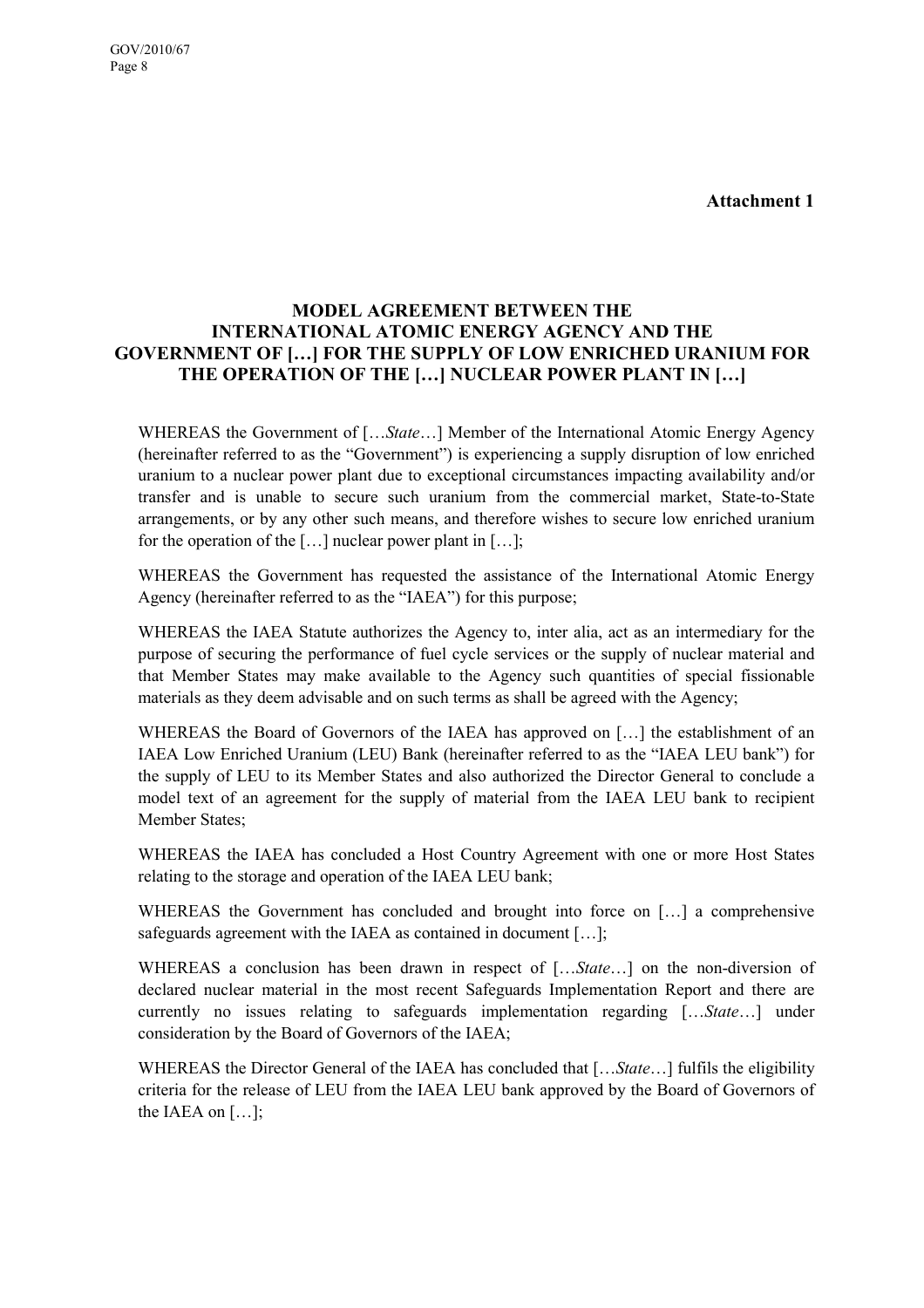**Attachment 1**

# MODEL AGREEMENT BETWEEN THE INTERNATIONAL ATOMIC ENERGY AGENCY AND THE GOVERNMENT OF […] FOR THE SUPPLY OF LOW ENRICHED URANIUM FOR THE OPERATION OF THE […] NUCLEAR POWER PLANT IN […]

WHEREAS the Government of […*State*…] Member of the International Atomic Energy Agency (hereinafter referred to as the "Government") is experiencing a supply disruption of low enriched uranium to a nuclear power plant due to exceptional circumstances impacting availability and/or transfer and is unable to secure such uranium from the commercial market, State-to-State arrangements, or by any other such means, and therefore wishes to secure low enriched uranium for the operation of the […] nuclear power plant in […];

WHEREAS the Government has requested the assistance of the International Atomic Energy Agency (hereinafter referred to as the "IAEA") for this purpose;

WHEREAS the IAEA Statute authorizes the Agency to, inter alia, act as an intermediary for the purpose of securing the performance of fuel cycle services or the supply of nuclear material and that Member States may make available to the Agency such quantities of special fissionable materials as they deem advisable and on such terms as shall be agreed with the Agency;

WHEREAS the Board of Governors of the IAEA has approved on […] the establishment of an IAEA Low Enriched Uranium (LEU) Bank (hereinafter referred to as the "IAEA LEU bank") for the supply of LEU to its Member States and also authorized the Director General to conclude a model text of an agreement for the supply of material from the IAEA LEU bank to recipient Member States;

WHEREAS the IAEA has concluded a Host Country Agreement with one or more Host States relating to the storage and operation of the IAEA LEU bank;

WHEREAS the Government has concluded and brought into force on […] a comprehensive safeguards agreement with the IAEA as contained in document […];

WHEREAS a conclusion has been drawn in respect of […*State*…] on the non-diversion of declared nuclear material in the most recent Safeguards Implementation Report and there are currently no issues relating to safeguards implementation regarding […*State*…] under consideration by the Board of Governors of the IAEA;

WHEREAS the Director General of the IAEA has concluded that […*State*…] fulfils the eligibility criteria for the release of LEU from the IAEA LEU bank approved by the Board of Governors of the IAEA on […];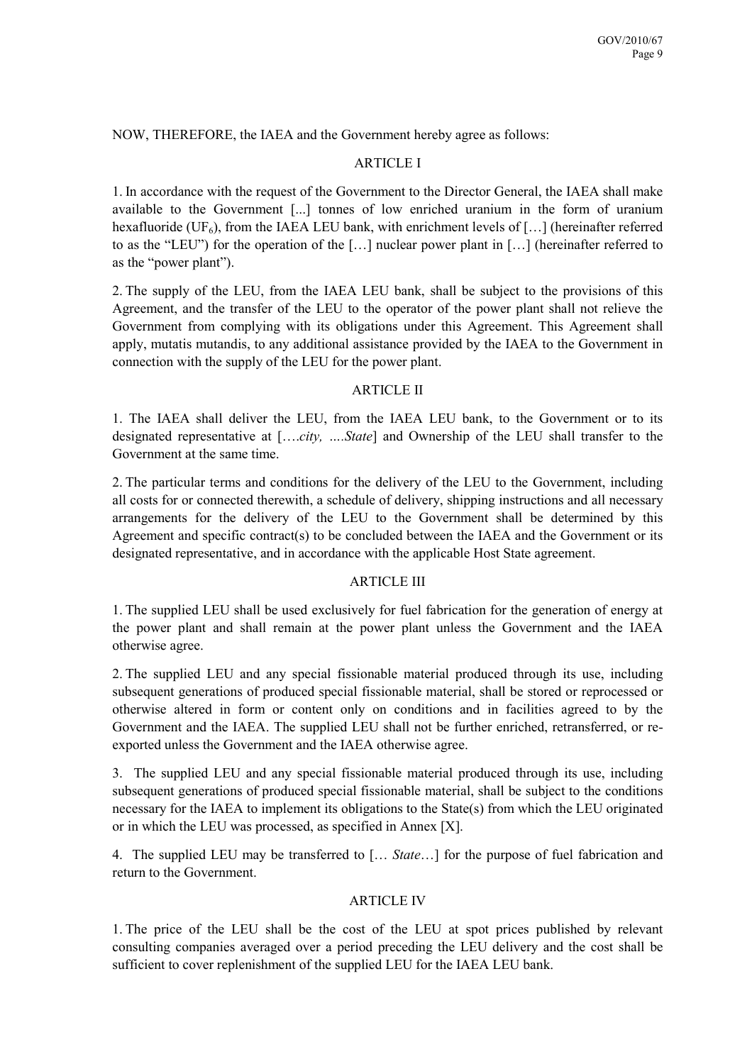NOW, THEREFORE, the IAEA and the Government hereby agree as follows:

ARTICLE I

1. In accordance with the request of the Government to the Director General, the IAEA shall make available to the Government [...] tonnes of low enriched uranium in the form of uranium hexafluoride ($UF_6$), from the IAEA LEU bank, with enrichment levels of […] (hereinafter referred to as the "LEU") for the operation of the […] nuclear power plant in […] (hereinafter referred to as the "power plant").

2. The supply of the LEU, from the IAEA LEU bank, shall be subject to the provisions of this Agreement, and the transfer of the LEU to the operator of the power plant shall not relieve the Government from complying with its obligations under this Agreement. This Agreement shall apply, mutatis mutandis, to any additional assistance provided by the IAEA to the Government in connection with the supply of the LEU for the power plant.

ARTICLE II

1. The IAEA shall deliver the LEU, from the IAEA LEU bank, to the Government or to its designated representative at [….*city, ….State*] and Ownership of the LEU shall transfer to the Government at the same time.

2. The particular terms and conditions for the delivery of the LEU to the Government, including all costs for or connected therewith, a schedule of delivery, shipping instructions and all necessary arrangements for the delivery of the LEU to the Government shall be determined by this Agreement and specific contract(s) to be concluded between the IAEA and the Government or its designated representative, and in accordance with the applicable Host State agreement.

ARTICLE III

1. The supplied LEU shall be used exclusively for fuel fabrication for the generation of energy at the power plant and shall remain at the power plant unless the Government and the IAEA otherwise agree.

2. The supplied LEU and any special fissionable material produced through its use, including subsequent generations of produced special fissionable material, shall be stored or reprocessed or otherwise altered in form or content only on conditions and in facilities agreed to by the Government and the IAEA. The supplied LEU shall not be further enriched, retransferred, or re-exported unless the Government and the IAEA otherwise agree.

3. The supplied LEU and any special fissionable material produced through its use, including subsequent generations of produced special fissionable material, shall be subject to the conditions necessary for the IAEA to implement its obligations to the State(s) from which the LEU originated or in which the LEU was processed, as specified in Annex [X].

4. The supplied LEU may be transferred to [… *State*…] for the purpose of fuel fabrication and return to the Government.

ARTICLE IV

1. The price of the LEU shall be the cost of the LEU at spot prices published by relevant consulting companies averaged over a period preceding the LEU delivery and the cost shall be sufficient to cover replenishment of the supplied LEU for the IAEA LEU bank.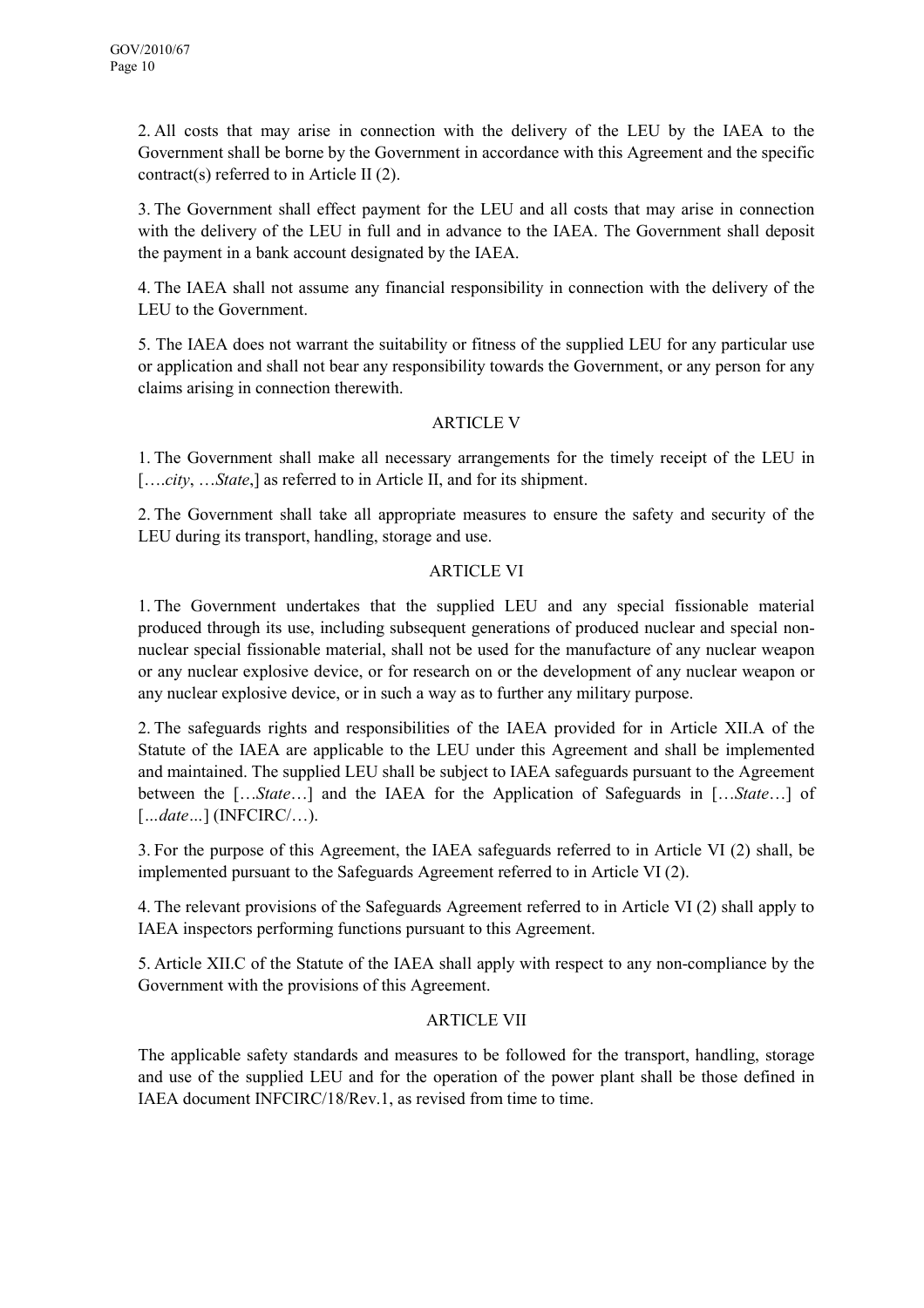2. All costs that may arise in connection with the delivery of the LEU by the IAEA to the Government shall be borne by the Government in accordance with this Agreement and the specific contract(s) referred to in Article II (2).

3. The Government shall effect payment for the LEU and all costs that may arise in connection with the delivery of the LEU in full and in advance to the IAEA. The Government shall deposit the payment in a bank account designated by the IAEA.

4. The IAEA shall not assume any financial responsibility in connection with the delivery of the LEU to the Government.

5. The IAEA does not warrant the suitability or fitness of the supplied LEU for any particular use or application and shall not bear any responsibility towards the Government, or any person for any claims arising in connection therewith.

ARTICLE V

1. The Government shall make all necessary arrangements for the timely receipt of the LEU in [….*city*, …*State*,] as referred to in Article II, and for its shipment.

2. The Government shall take all appropriate measures to ensure the safety and security of the LEU during its transport, handling, storage and use.

ARTICLE VI

1. The Government undertakes that the supplied LEU and any special fissionable material produced through its use, including subsequent generations of produced nuclear and special non-nuclear special fissionable material, shall not be used for the manufacture of any nuclear weapon or any nuclear explosive device, or for research on or the development of any nuclear weapon or any nuclear explosive device, or in such a way as to further any military purpose.

2. The safeguards rights and responsibilities of the IAEA provided for in Article XII.A of the Statute of the IAEA are applicable to the LEU under this Agreement and shall be implemented and maintained. The supplied LEU shall be subject to IAEA safeguards pursuant to the Agreement between the […*State*…] and the IAEA for the Application of Safeguards in […*State*…] of [*…date…*] (INFCIRC/…).

3. For the purpose of this Agreement, the IAEA safeguards referred to in Article VI (2) shall, be implemented pursuant to the Safeguards Agreement referred to in Article VI (2).

4. The relevant provisions of the Safeguards Agreement referred to in Article VI (2) shall apply to IAEA inspectors performing functions pursuant to this Agreement.

5. Article XII.C of the Statute of the IAEA shall apply with respect to any non-compliance by the Government with the provisions of this Agreement.

ARTICLE VII

The applicable safety standards and measures to be followed for the transport, handling, storage and use of the supplied LEU and for the operation of the power plant shall be those defined in IAEA document INFCIRC/18/Rev.1, as revised from time to time.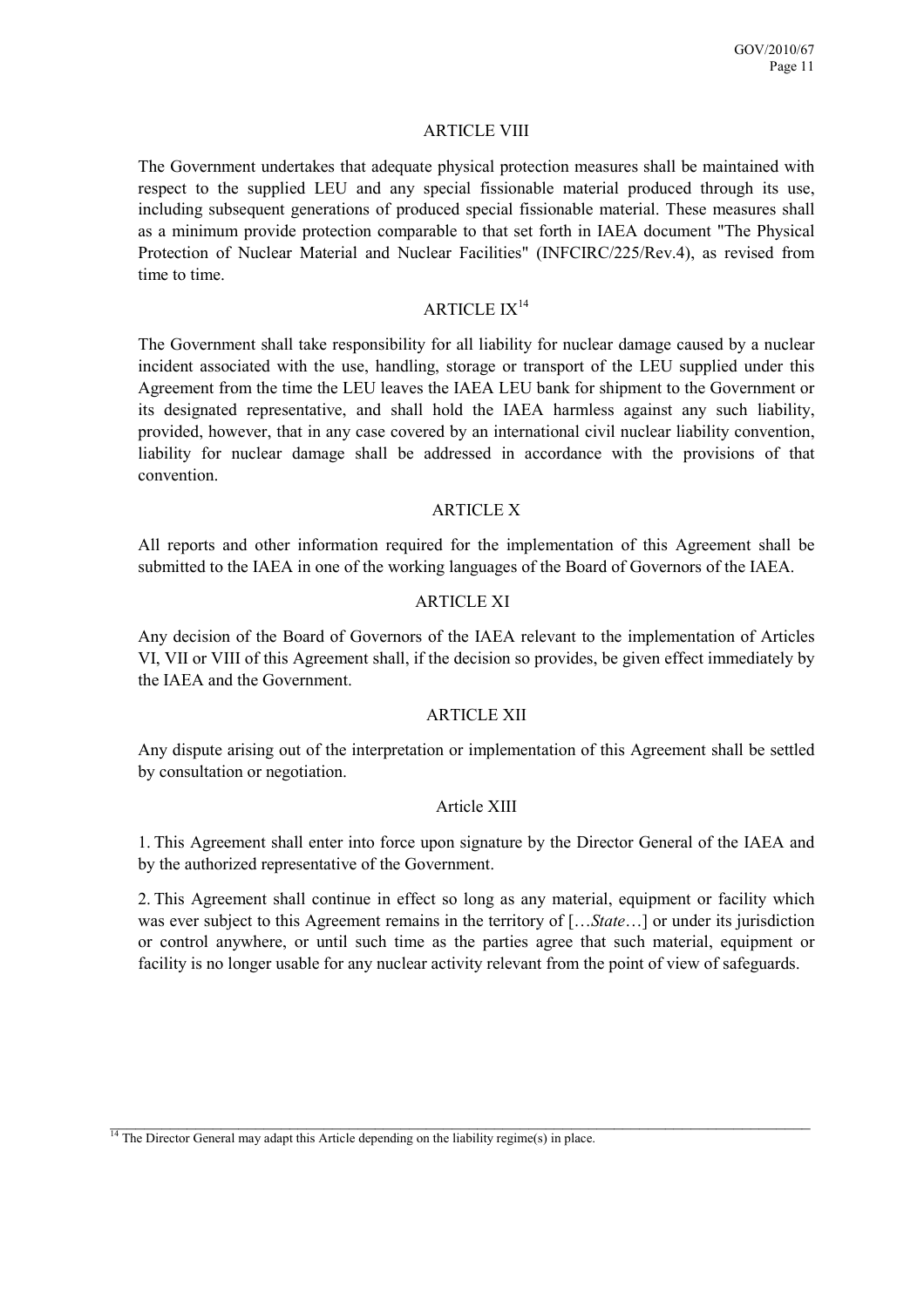## ARTICLE VIII

The Government undertakes that adequate physical protection measures shall be maintained with respect to the supplied LEU and any special fissionable material produced through its use, including subsequent generations of produced special fissionable material. These measures shall as a minimum provide protection comparable to that set forth in IAEA document "The Physical Protection of Nuclear Material and Nuclear Facilities" (INFCIRC/225/Rev.4), as revised from time to time.

## ARTICLE IX[14]

The Government shall take responsibility for all liability for nuclear damage caused by a nuclear incident associated with the use, handling, storage or transport of the LEU supplied under this Agreement from the time the LEU leaves the IAEA LEU bank for shipment to the Government or its designated representative, and shall hold the IAEA harmless against any such liability, provided, however, that in any case covered by an international civil nuclear liability convention, liability for nuclear damage shall be addressed in accordance with the provisions of that convention.

## ARTICLE X

All reports and other information required for the implementation of this Agreement shall be submitted to the IAEA in one of the working languages of the Board of Governors of the IAEA.

## ARTICLE XI

Any decision of the Board of Governors of the IAEA relevant to the implementation of Articles VI, VII or VIII of this Agreement shall, if the decision so provides, be given effect immediately by the IAEA and the Government.

## ARTICLE XII

Any dispute arising out of the interpretation or implementation of this Agreement shall be settled by consultation or negotiation.

## Article XIII

1. This Agreement shall enter into force upon signature by the Director General of the IAEA and by the authorized representative of the Government.

2. This Agreement shall continue in effect so long as any material, equipment or facility which was ever subject to this Agreement remains in the territory of […*State*…] or under its jurisdiction or control anywhere, or until such time as the parties agree that such material, equipment or facility is no longer usable for any nuclear activity relevant from the point of view of safeguards.

---

[14] The Director General may adapt this Article depending on the liability regime(s) in place.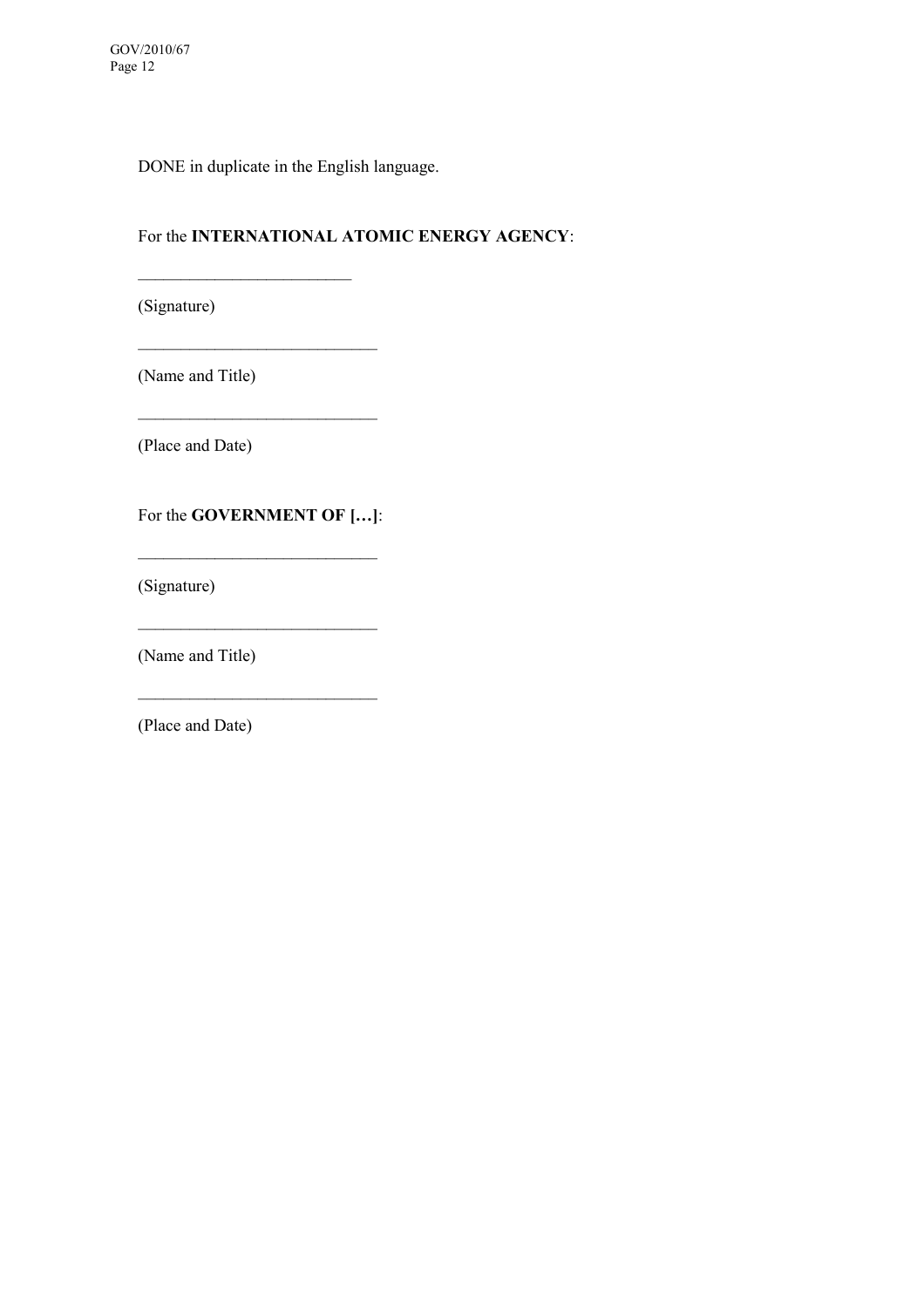DONE in duplicate in the English language.

For the **INTERNATIONAL ATOMIC ENERGY AGENCY**:

\_\_\_\_\_\_\_\_\_\_\_\_\_\_\_\_\_\_\_\_\_\_\_\_\_\_

(Signature)

\_\_\_\_\_\_\_\_\_\_\_\_\_\_\_\_\_\_\_\_\_\_\_\_\_\_

(Name and Title)

\_\_\_\_\_\_\_\_\_\_\_\_\_\_\_\_\_\_\_\_\_\_\_\_\_\_

(Place and Date)

For the **GOVERNMENT OF […]**:

\_\_\_\_\_\_\_\_\_\_\_\_\_\_\_\_\_\_\_\_\_\_\_\_\_\_

(Signature)

\_\_\_\_\_\_\_\_\_\_\_\_\_\_\_\_\_\_\_\_\_\_\_\_\_\_

(Name and Title)

\_\_\_\_\_\_\_\_\_\_\_\_\_\_\_\_\_\_\_\_\_\_\_\_\_\_

(Place and Date)